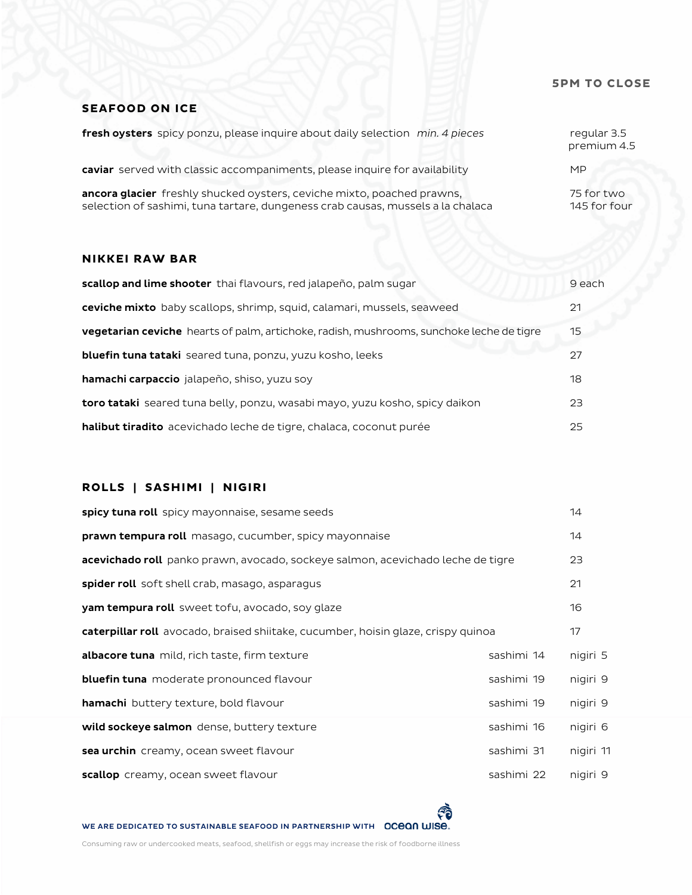**5PM TO CLOSE**

## SEAFOOD ON ICE

**fresh oysters** spicy ponzu, please inquire about daily selection *min. 4 pieces* — regular 3.5, premium 4.5

**caviar** served with classic accompaniments, please inquire for availability — MP

**ancora glacier** freshly shucked oysters, ceviche mixto, poached prawns, selection of sashimi, tuna tartare, dungeness crab causas, mussels a la chalaca — 75 for two, 145 for four

## NIKKEI RAW BAR

| Item | Price |
|---|---|
| **scallop and lime shooter** thai flavours, red jalapeño, palm sugar | 9 each |
| **ceviche mixto** baby scallops, shrimp, squid, calamari, mussels, seaweed | 21 |
| **vegetarian ceviche** hearts of palm, artichoke, radish, mushrooms, sunchoke leche de tigre | 15 |
| **bluefin tuna tataki** seared tuna, ponzu, yuzu kosho, leeks | 27 |
| **hamachi carpaccio** jalapeño, shiso, yuzu soy | 18 |
| **toro tataki** seared tuna belly, ponzu, wasabi mayo, yuzu kosho, spicy daikon | 23 |
| **halibut tiradito** acevichado leche de tigre, chalaca, coconut purée | 25 |

## ROLLS | SASHIMI | NIGIRI

| Item | Price |
|---|---|
| **spicy tuna roll** spicy mayonnaise, sesame seeds | 14 |
| **prawn tempura roll** masago, cucumber, spicy mayonnaise | 14 |
| **acevichado roll** panko prawn, avocado, sockeye salmon, acevichado leche de tigre | 23 |
| **spider roll** soft shell crab, masago, asparagus | 21 |
| **yam tempura roll** sweet tofu, avocado, soy glaze | 16 |
| **caterpillar roll** avocado, braised shiitake, cucumber, hoisin glaze, crispy quinoa | 17 |

| Item | Sashimi | Nigiri |
|---|---|---|
| **albacore tuna** mild, rich taste, firm texture | sashimi 14 | nigiri 5 |
| **bluefin tuna** moderate pronounced flavour | sashimi 19 | nigiri 9 |
| **hamachi** buttery texture, bold flavour | sashimi 19 | nigiri 9 |
| **wild sockeye salmon** dense, buttery texture | sashimi 16 | nigiri 6 |
| **sea urchin** creamy, ocean sweet flavour | sashimi 31 | nigiri 11 |
| **scallop** creamy, ocean sweet flavour | sashimi 22 | nigiri 9 |

**WE ARE DEDICATED TO SUSTAINABLE SEAFOOD IN PARTNERSHIP WITH ocean wise.**

Consuming raw or undercooked meats, seafood, shellfish or eggs may increase the risk of foodborne illness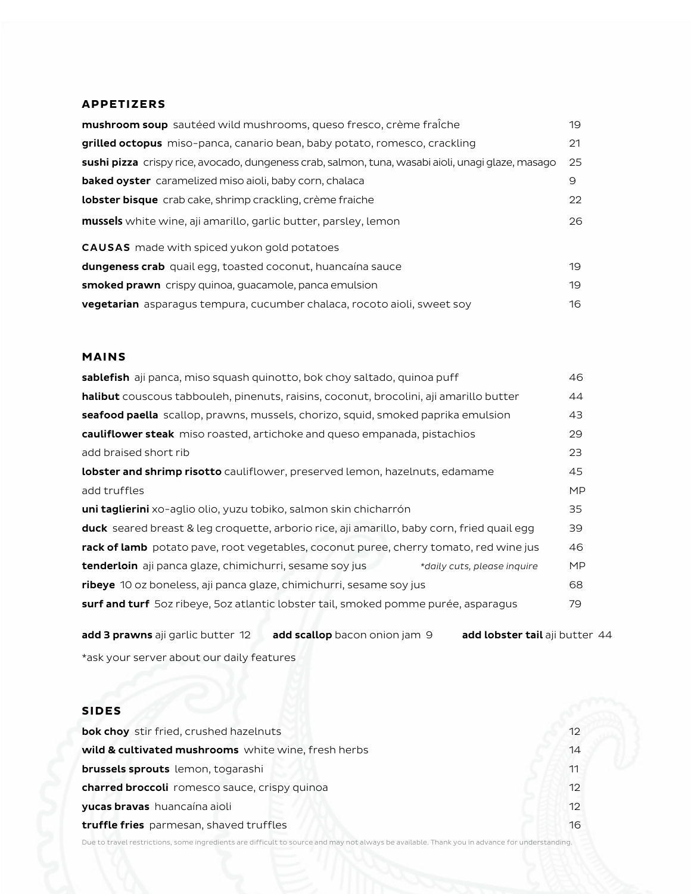## APPETIZERS

| | | |
|---|---|---|
| **mushroom soup** | sautéed wild mushrooms, queso fresco, crème fraÎche | 19 |
| **grilled octopus** | miso-panca, canario bean, baby potato, romesco, crackling | 21 |
| **sushi pizza** | crispy rice, avocado, dungeness crab, salmon, tuna, wasabi aioli, unagi glaze, masago | 25 |
| **baked oyster** | caramelized miso aioli, baby corn, chalaca | 9 |
| **lobster bisque** | crab cake, shrimp crackling, crème fraiche | 22 |
| **mussels** | white wine, aji amarillo, garlic butter, parsley, lemon | 26 |

**CAUSAS** made with spiced yukon gold potatoes

| | | |
|---|---|---|
| **dungeness crab** | quail egg, toasted coconut, huancaína sauce | 19 |
| **smoked prawn** | crispy quinoa, guacamole, panca emulsion | 19 |
| **vegetarian** | asparagus tempura, cucumber chalaca, rocoto aioli, sweet soy | 16 |

## MAINS

| | | |
|---|---|---|
| **sablefish** | aji panca, miso squash quinotto, bok choy saltado, quinoa puff | 46 |
| **halibut** | couscous tabbouleh, pinenuts, raisins, coconut, brocolini, aji amarillo butter | 44 |
| **seafood paella** | scallop, prawns, mussels, chorizo, squid, smoked paprika emulsion | 43 |
| **cauliflower steak** | miso roasted, artichoke and queso empanada, pistachios | 29 |
| add braised short rib | | 23 |
| **lobster and shrimp risotto** | cauliflower, preserved lemon, hazelnuts, edamame | 45 |
| add truffles | | MP |
| **uni taglierini** | xo-aglio olio, yuzu tobiko, salmon skin chicharrón | 35 |
| **duck** | seared breast & leg croquette, arborio rice, aji amarillo, baby corn, fried quail egg | 39 |
| **rack of lamb** | potato pave, root vegetables, coconut puree, cherry tomato, red wine jus | 46 |
| **tenderloin** | aji panca glaze, chimichurri, sesame soy jus *\*daily cuts, please inquire* | MP |
| **ribeye** | 10 oz boneless, aji panca glaze, chimichurri, sesame soy jus | 68 |
| **surf and turf** | 5oz ribeye, 5oz atlantic lobster tail, smoked pomme purée, asparagus | 79 |

**add 3 prawns** aji garlic butter 12 **add scallop** bacon onion jam 9 **add lobster tail** aji butter 44

*ask your server about our daily features

## SIDES

| | | |
|---|---|---|
| **bok choy** | stir fried, crushed hazelnuts | 12 |
| **wild & cultivated mushrooms** | white wine, fresh herbs | 14 |
| **brussels sprouts** | lemon, togarashi | 11 |
| **charred broccoli** | romesco sauce, crispy quinoa | 12 |
| **yucas bravas** | huancaína aioli | 12 |
| **truffle fries** | parmesan, shaved truffles | 16 |

Due to travel restrictions, some ingredients are difficult to source and may not always be available. Thank you in advance for understanding.